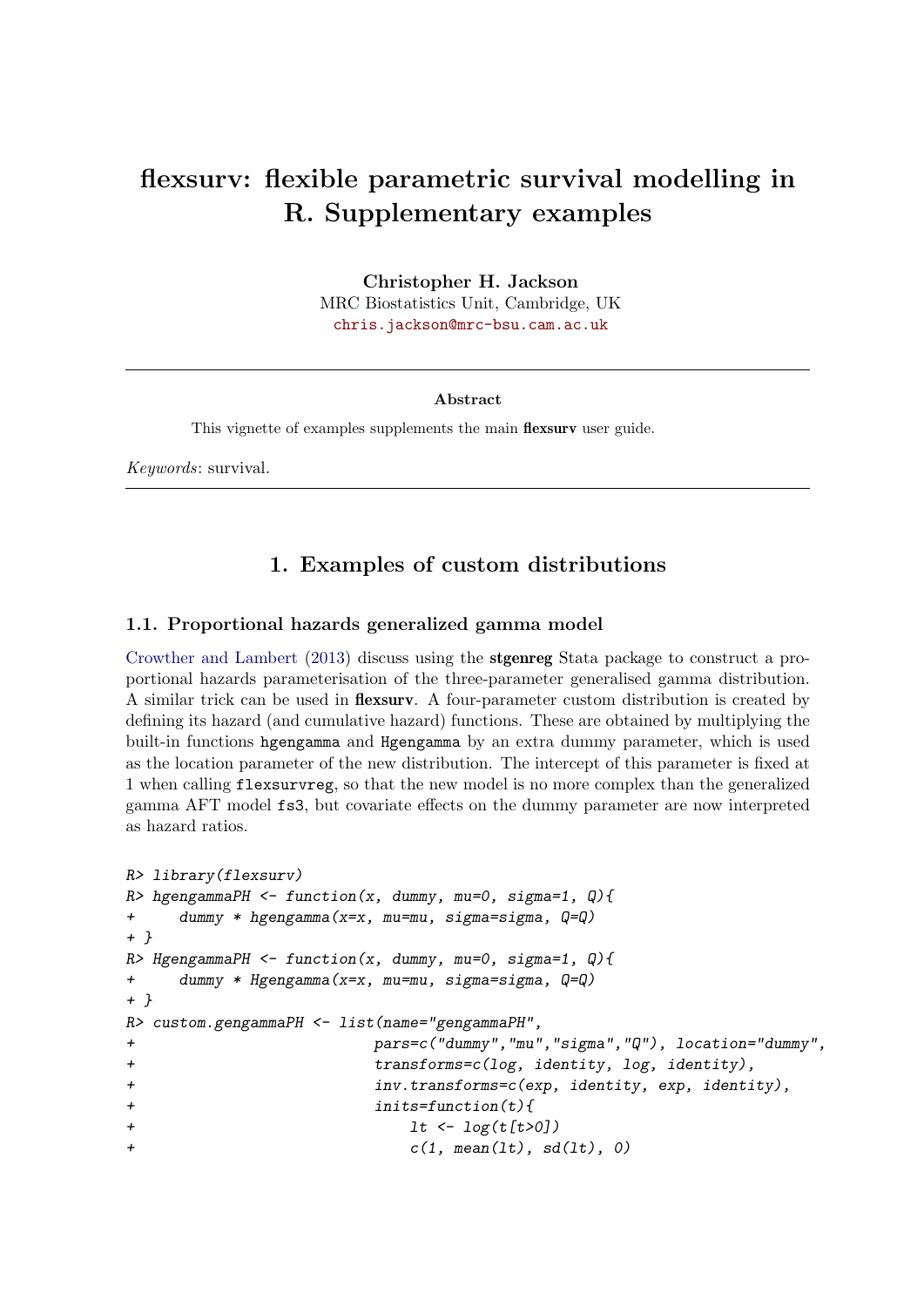# flexsurv: flexible parametric survival modelling in R. Supplementary examples

**Christopher H. Jackson**
MRC Biostatistics Unit, Cambridge, UK
chris.jackson@mrc-bsu.cam.ac.uk

---

**Abstract**

This vignette of examples supplements the main **flexsurv** user guide.

*Keywords*: survival.

---

## 1. Examples of custom distributions

### 1.1. Proportional hazards generalized gamma model

Crowther and Lambert (2013) discuss using the **stgenreg** Stata package to construct a proportional hazards parameterisation of the three-parameter generalised gamma distribution. A similar trick can be used in **flexsurv**. A four-parameter custom distribution is created by defining its hazard (and cumulative hazard) functions. These are obtained by multiplying the built-in functions `hgengamma` and `Hgengamma` by an extra dummy parameter, which is used as the location parameter of the new distribution. The intercept of this parameter is fixed at 1 when calling `flexsurvreg`, so that the new model is no more complex than the generalized gamma AFT model `fs3`, but covariate effects on the dummy parameter are now interpreted as hazard ratios.

```
R> library(flexsurv)
R> hgengammaPH <- function(x, dummy, mu=0, sigma=1, Q){
+     dummy * hgengamma(x=x, mu=mu, sigma=sigma, Q=Q)
+ }
R> HgengammaPH <- function(x, dummy, mu=0, sigma=1, Q){
+     dummy * Hgengamma(x=x, mu=mu, sigma=sigma, Q=Q)
+ }
R> custom.gengammaPH <- list(name="gengammaPH",
+                          pars=c("dummy","mu","sigma","Q"), location="dummy",
+                          transforms=c(log, identity, log, identity),
+                          inv.transforms=c(exp, identity, exp, identity),
+                          inits=function(t){
+                              lt <- log(t[t>0])
+                              c(1, mean(lt), sd(lt), 0)
```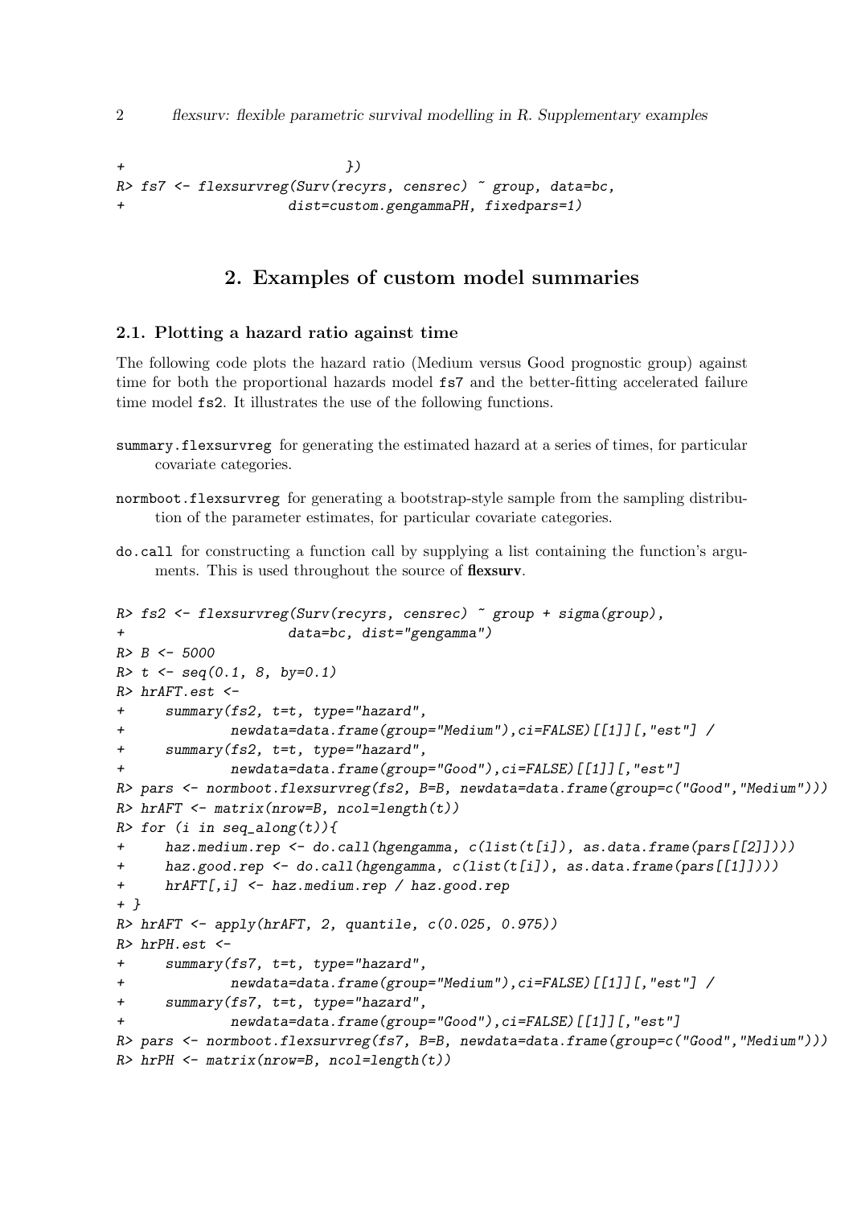```
+                         })
R> fs7 <- flexsurvreg(Surv(recyrs, censrec) ~ group, data=bc,
+                     dist=custom.gengammaPH, fixedpars=1)
```

# 2. Examples of custom model summaries

## 2.1. Plotting a hazard ratio against time

The following code plots the hazard ratio (Medium versus Good prognostic group) against time for both the proportional hazards model `fs7` and the better-fitting accelerated failure time model `fs2`. It illustrates the use of the following functions.

`summary.flexsurvreg` for generating the estimated hazard at a series of times, for particular covariate categories.

`normboot.flexsurvreg` for generating a bootstrap-style sample from the sampling distribution of the parameter estimates, for particular covariate categories.

`do.call` for constructing a function call by supplying a list containing the function's arguments. This is used throughout the source of **flexsurv**.

```
R> fs2 <- flexsurvreg(Surv(recyrs, censrec) ~ group + sigma(group),
+                     data=bc, dist="gengamma")
R> B <- 5000
R> t <- seq(0.1, 8, by=0.1)
R> hrAFT.est <-
+     summary(fs2, t=t, type="hazard",
+             newdata=data.frame(group="Medium"),ci=FALSE)[[1]][,"est"] /
+     summary(fs2, t=t, type="hazard",
+             newdata=data.frame(group="Good"),ci=FALSE)[[1]][,"est"]
R> pars <- normboot.flexsurvreg(fs2, B=B, newdata=data.frame(group=c("Good","Medium")))
R> hrAFT <- matrix(nrow=B, ncol=length(t))
R> for (i in seq_along(t)){
+     haz.medium.rep <- do.call(hgengamma, c(list(t[i]), as.data.frame(pars[[2]])))
+     haz.good.rep <- do.call(hgengamma, c(list(t[i]), as.data.frame(pars[[1]])))
+     hrAFT[,i] <- haz.medium.rep / haz.good.rep
+ }
R> hrAFT <- apply(hrAFT, 2, quantile, c(0.025, 0.975))
R> hrPH.est <-
+     summary(fs7, t=t, type="hazard",
+             newdata=data.frame(group="Medium"),ci=FALSE)[[1]][,"est"] /
+     summary(fs7, t=t, type="hazard",
+             newdata=data.frame(group="Good"),ci=FALSE)[[1]][,"est"]
R> pars <- normboot.flexsurvreg(fs7, B=B, newdata=data.frame(group=c("Good","Medium")))
R> hrPH <- matrix(nrow=B, ncol=length(t))
```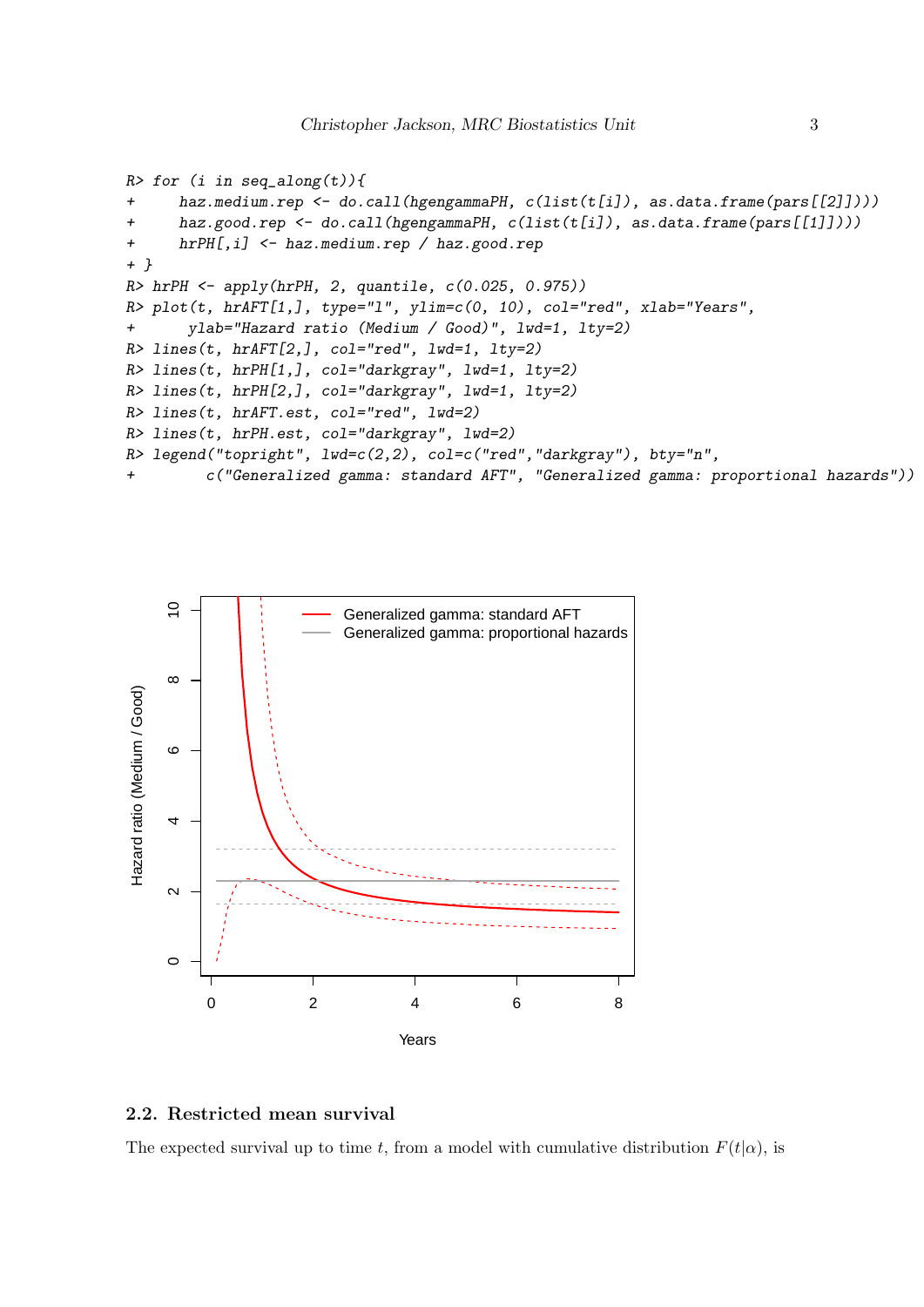```
R> for (i in seq_along(t)){
+     haz.medium.rep <- do.call(hgengammaPH, c(list(t[i]), as.data.frame(pars[[2]])))
+     haz.good.rep <- do.call(hgengammaPH, c(list(t[i]), as.data.frame(pars[[1]])))
+     hrPH[,i] <- haz.medium.rep / haz.good.rep
+ }
R> hrPH <- apply(hrPH, 2, quantile, c(0.025, 0.975))
R> plot(t, hrAFT[1,], type="l", ylim=c(0, 10), col="red", xlab="Years",
+      ylab="Hazard ratio (Medium / Good)", lwd=1, lty=2)
R> lines(t, hrAFT[2,], col="red", lwd=1, lty=2)
R> lines(t, hrPH[1,], col="darkgray", lwd=1, lty=2)
R> lines(t, hrPH[2,], col="darkgray", lwd=1, lty=2)
R> lines(t, hrAFT.est, col="red", lwd=2)
R> lines(t, hrPH.est, col="darkgray", lwd=2)
R> legend("topright", lwd=c(2,2), col=c("red","darkgray"), bty="n",
+        c("Generalized gamma: standard AFT", "Generalized gamma: proportional hazards"))
```

## 2.2. Restricted mean survival

The expected survival up to time $t$, from a model with cumulative distribution $F(t|\alpha)$, is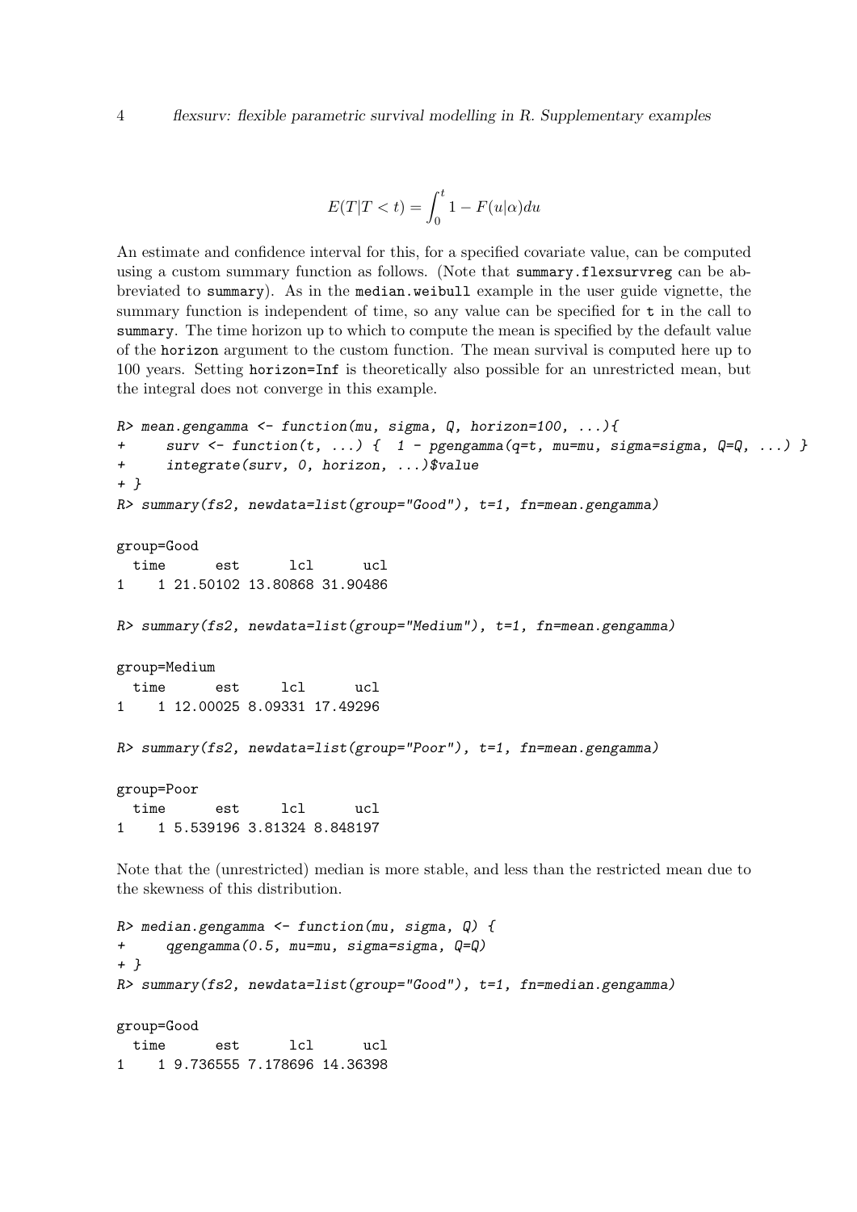$$E(T|T < t) = \int_0^t 1 - F(u|\alpha)du$$

An estimate and confidence interval for this, for a specified covariate value, can be computed using a custom summary function as follows. (Note that `summary.flexsurvreg` can be abbreviated to `summary`). As in the `median.weibull` example in the user guide vignette, the summary function is independent of time, so any value can be specified for `t` in the call to `summary`. The time horizon up to which to compute the mean is specified by the default value of the `horizon` argument to the custom function. The mean survival is computed here up to 100 years. Setting `horizon=Inf` is theoretically also possible for an unrestricted mean, but the integral does not converge in this example.

```
R> mean.gengamma <- function(mu, sigma, Q, horizon=100, ...){
+     surv <- function(t, ...) {  1 - pgengamma(q=t, mu=mu, sigma=sigma, Q=Q, ...) }
+     integrate(surv, 0, horizon, ...)$value
+ }
R> summary(fs2, newdata=list(group="Good"), t=1, fn=mean.gengamma)

group=Good
  time      est      lcl      ucl
1    1 21.50102 13.80868 31.90486

R> summary(fs2, newdata=list(group="Medium"), t=1, fn=mean.gengamma)

group=Medium
  time      est     lcl      ucl
1    1 12.00025 8.09331 17.49296

R> summary(fs2, newdata=list(group="Poor"), t=1, fn=mean.gengamma)

group=Poor
  time      est     lcl      ucl
1    1 5.539196 3.81324 8.848197
```

Note that the (unrestricted) median is more stable, and less than the restricted mean due to the skewness of this distribution.

```
R> median.gengamma <- function(mu, sigma, Q) {
+     qgengamma(0.5, mu=mu, sigma=sigma, Q=Q)
+ }
R> summary(fs2, newdata=list(group="Good"), t=1, fn=median.gengamma)

group=Good
  time      est      lcl      ucl
1    1 9.736555 7.178696 14.36398
```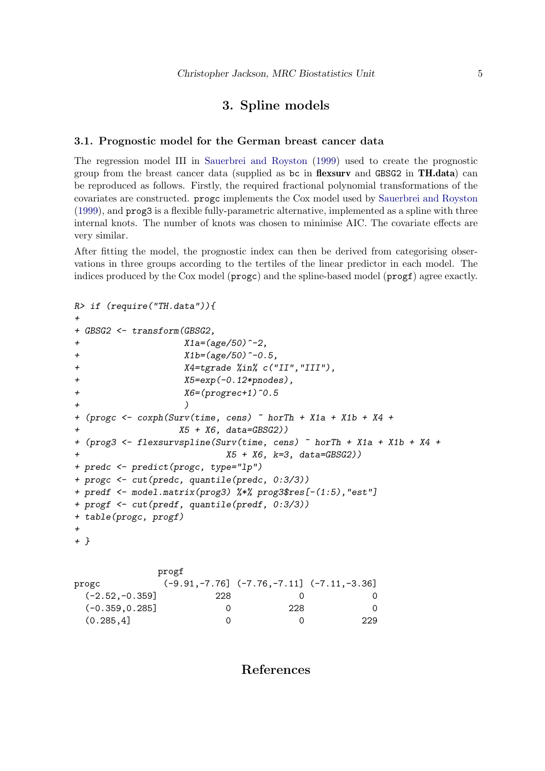# 3. Spline models

## 3.1. Prognostic model for the German breast cancer data

The regression model III in Sauerbrei and Royston (1999) used to create the prognostic group from the breast cancer data (supplied as `bc` in **flexsurv** and `GBSG2` in **TH.data**) can be reproduced as follows. Firstly, the required fractional polynomial transformations of the covariates are constructed. `progc` implements the Cox model used by Sauerbrei and Royston (1999), and `prog3` is a flexible fully-parametric alternative, implemented as a spline with three internal knots. The number of knots was chosen to minimise AIC. The covariate effects are very similar.

After fitting the model, the prognostic index can then be derived from categorising observations in three groups according to the tertiles of the linear predictor in each model. The indices produced by the Cox model (`progc`) and the spline-based model (`progf`) agree exactly.

```
R> if (require("TH.data")){
+
+ GBSG2 <- transform(GBSG2,
+                    X1a=(age/50)^-2,
+                    X1b=(age/50)^-0.5,
+                    X4=tgrade %in% c("II","III"),
+                    X5=exp(-0.12*pnodes),
+                    X6=(progrec+1)^0.5
+                    )
+ (progc <- coxph(Surv(time, cens) ~ horTh + X1a + X1b + X4 +
+                   X5 + X6, data=GBSG2))
+ (prog3 <- flexsurvspline(Surv(time, cens) ~ horTh + X1a + X1b + X4 +
+                            X5 + X6, k=3, data=GBSG2))
+ predc <- predict(progc, type="lp")
+ progc <- cut(predc, quantile(predc, 0:3/3))
+ predf <- model.matrix(prog3) %*% prog3$res[-(1:5),"est"]
+ progf <- cut(predf, quantile(predf, 0:3/3))
+ table(progc, progf)
+
+ }
```

```
                 progf
progc             (-9.91,-7.76] (-7.76,-7.11] (-7.11,-3.36]
  (-2.52,-0.359]           228             0             0
  (-0.359,0.285]             0           228             0
  (0.285,4]                  0             0           229
```

# References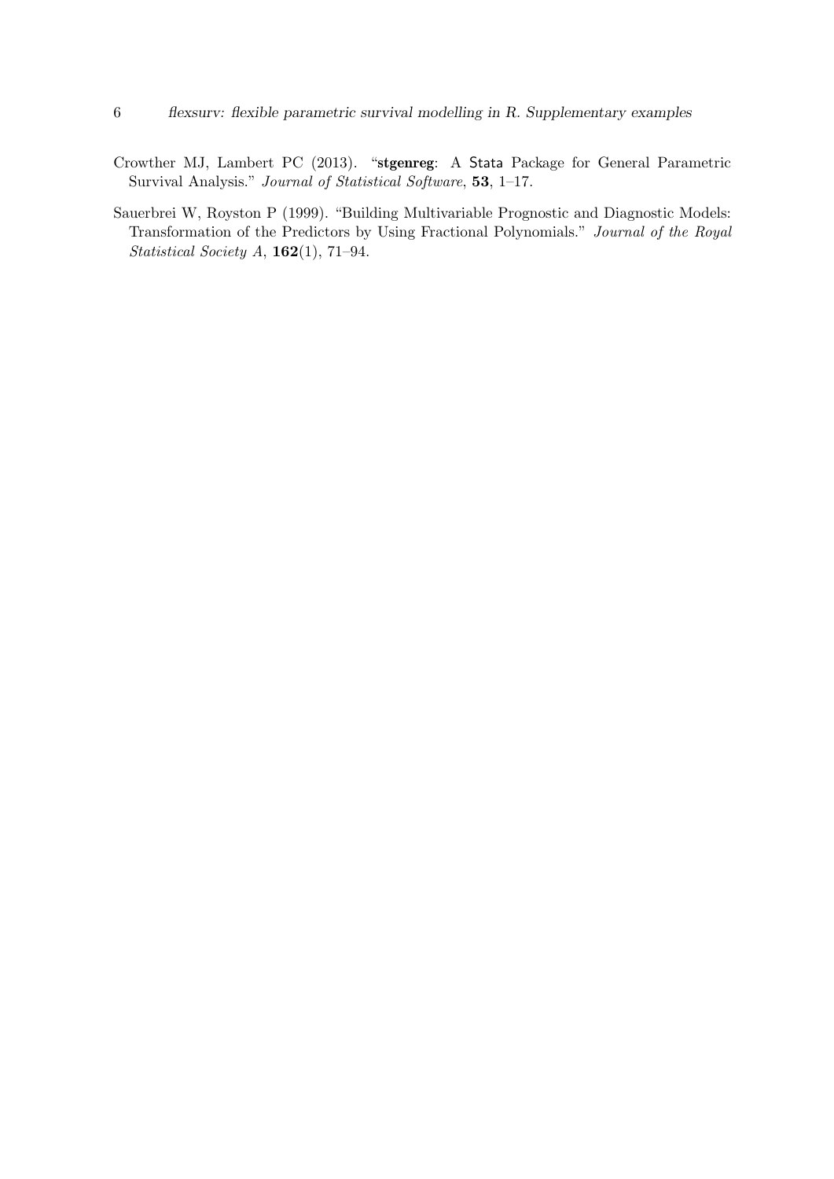Crowther MJ, Lambert PC (2013). "**stgenreg**: A Stata Package for General Parametric Survival Analysis." *Journal of Statistical Software*, **53**, 1–17.

Sauerbrei W, Royston P (1999). "Building Multivariable Prognostic and Diagnostic Models: Transformation of the Predictors by Using Fractional Polynomials." *Journal of the Royal Statistical Society A*, **162**(1), 71–94.